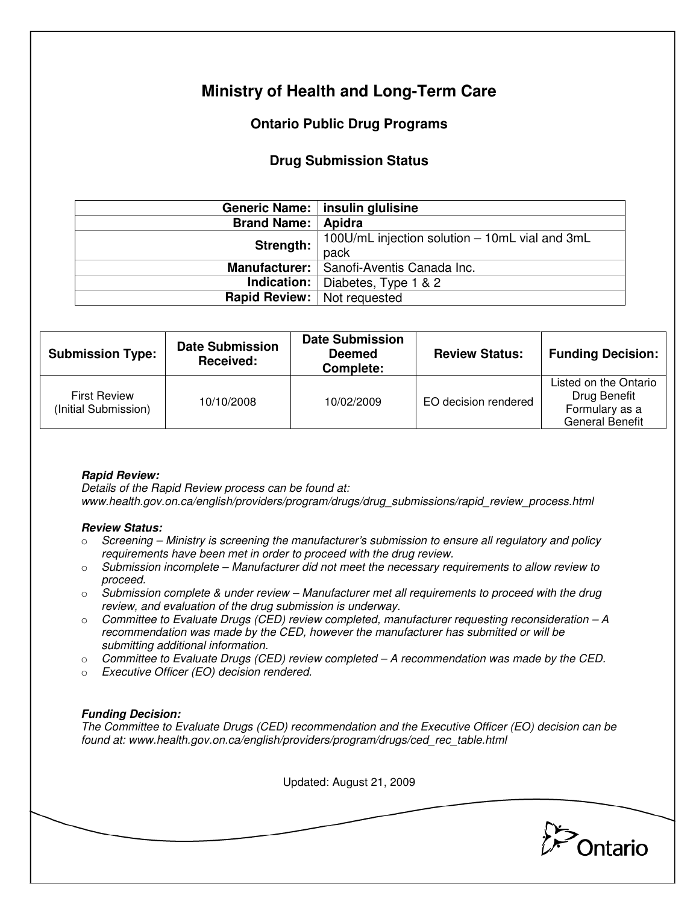# Ministry of Health and Long-Term Care

## Ontario Public Drug Programs

### Drug Submission Status

| | |
|---:|---|
| **Generic Name:** | **insulin glulisine** |
| **Brand Name:** | **Apidra** |
| **Strength:** | 100U/mL injection solution – 10mL vial and 3mL pack |
| **Manufacturer:** | Sanofi-Aventis Canada Inc. |
| **Indication:** | Diabetes, Type 1 & 2 |
| **Rapid Review:** | Not requested |

| Submission Type: | Date Submission Received: | Date Submission Deemed Complete: | Review Status: | Funding Decision: |
|---|---|---|---|---|
| First Review (Initial Submission) | 10/10/2008 | 10/02/2009 | EO decision rendered | Listed on the Ontario Drug Benefit Formulary as a General Benefit |

***Rapid Review:***
*Details of the Rapid Review process can be found at:*
*www.health.gov.on.ca/english/providers/program/drugs/drug_submissions/rapid_review_process.html*

***Review Status:***

- *Screening – Ministry is screening the manufacturer's submission to ensure all regulatory and policy requirements have been met in order to proceed with the drug review.*
- *Submission incomplete – Manufacturer did not meet the necessary requirements to allow review to proceed.*
- *Submission complete & under review – Manufacturer met all requirements to proceed with the drug review, and evaluation of the drug submission is underway.*
- *Committee to Evaluate Drugs (CED) review completed, manufacturer requesting reconsideration – A recommendation was made by the CED, however the manufacturer has submitted or will be submitting additional information.*
- *Committee to Evaluate Drugs (CED) review completed – A recommendation was made by the CED.*
- *Executive Officer (EO) decision rendered.*

***Funding Decision:***
*The Committee to Evaluate Drugs (CED) recommendation and the Executive Officer (EO) decision can be found at: www.health.gov.on.ca/english/providers/program/drugs/ced_rec_table.html*

Updated: August 21, 2009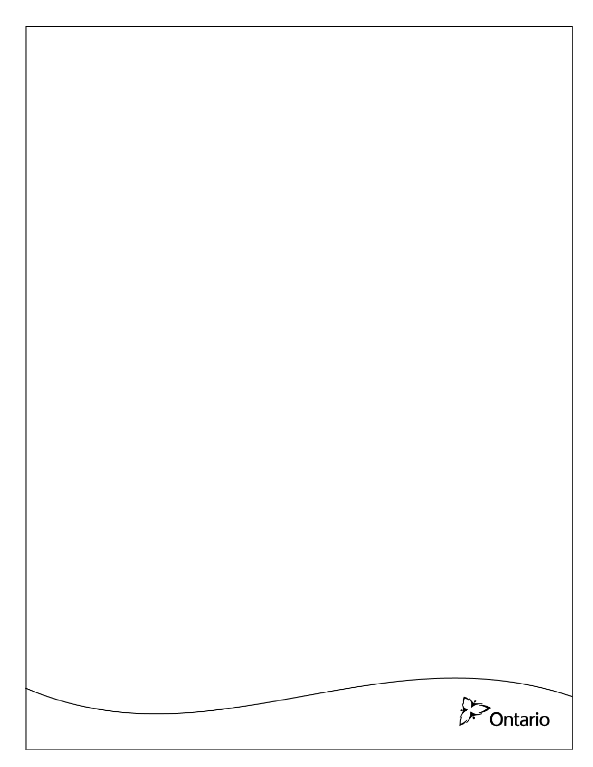Ontario